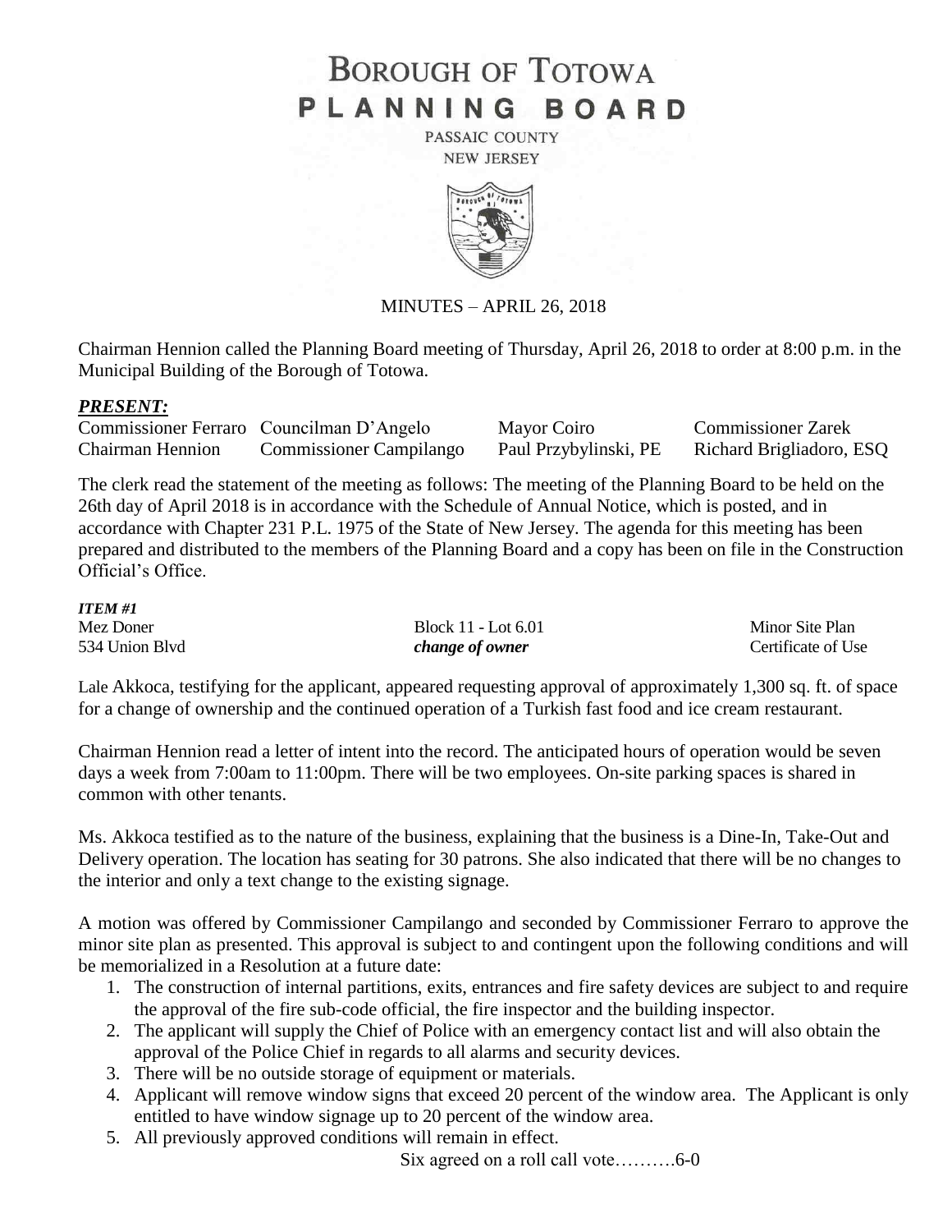# BOROUGH OF TOTOWA
# PLANNING BOARD

PASSAIC COUNTY
NEW JERSEY

MINUTES – APRIL 26, 2018

Chairman Hennion called the Planning Board meeting of Thursday, April 26, 2018 to order at 8:00 p.m. in the Municipal Building of the Borough of Totowa.

***PRESENT:***

| | | | |
|---|---|---|---|
| Commissioner Ferraro | Councilman D'Angelo | Mayor Coiro | Commissioner Zarek |
| Chairman Hennion | Commissioner Campilango | Paul Przybylinski, PE | Richard Brigliadoro, ESQ |

The clerk read the statement of the meeting as follows: The meeting of the Planning Board to be held on the 26th day of April 2018 is in accordance with the Schedule of Annual Notice, which is posted, and in accordance with Chapter 231 P.L. 1975 of the State of New Jersey. The agenda for this meeting has been prepared and distributed to the members of the Planning Board and a copy has been on file in the Construction Official's Office.

***ITEM #1***

| | | |
|---|---|---|
| Mez Doner | Block 11 - Lot 6.01 | Minor Site Plan |
| 534 Union Blvd | ***change of owner*** | Certificate of Use |

Lale Akkoca, testifying for the applicant, appeared requesting approval of approximately 1,300 sq. ft. of space for a change of ownership and the continued operation of a Turkish fast food and ice cream restaurant.

Chairman Hennion read a letter of intent into the record. The anticipated hours of operation would be seven days a week from 7:00am to 11:00pm. There will be two employees. On-site parking spaces is shared in common with other tenants.

Ms. Akkoca testified as to the nature of the business, explaining that the business is a Dine-In, Take-Out and Delivery operation. The location has seating for 30 patrons. She also indicated that there will be no changes to the interior and only a text change to the existing signage.

A motion was offered by Commissioner Campilango and seconded by Commissioner Ferraro to approve the minor site plan as presented. This approval is subject to and contingent upon the following conditions and will be memorialized in a Resolution at a future date:

1. The construction of internal partitions, exits, entrances and fire safety devices are subject to and require the approval of the fire sub-code official, the fire inspector and the building inspector.
2. The applicant will supply the Chief of Police with an emergency contact list and will also obtain the approval of the Police Chief in regards to all alarms and security devices.
3. There will be no outside storage of equipment or materials.
4. Applicant will remove window signs that exceed 20 percent of the window area. The Applicant is only entitled to have window signage up to 20 percent of the window area.
5. All previously approved conditions will remain in effect.

Six agreed on a roll call vote……….6-0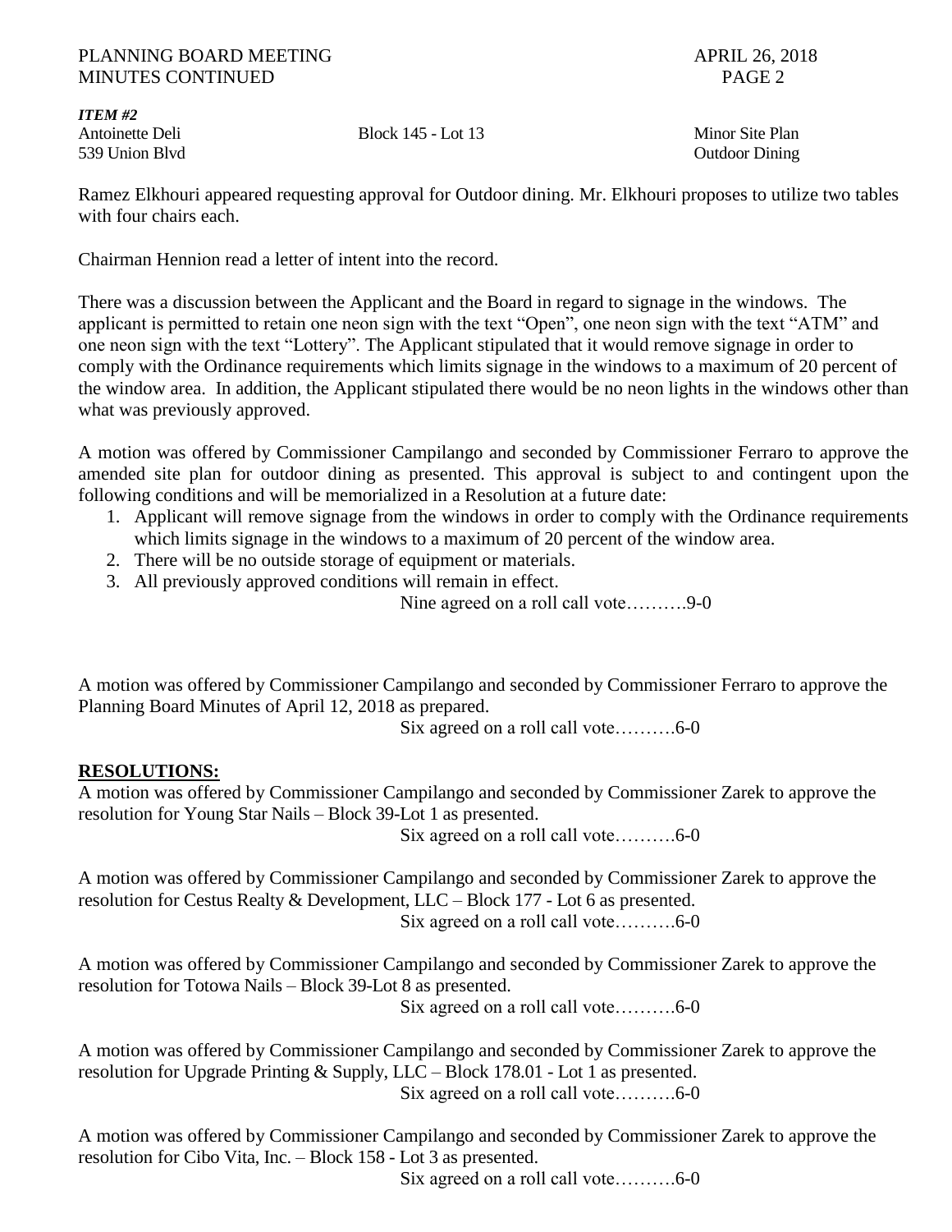***ITEM #2***

Antoinette Deli — Block 145 - Lot 13 — Minor Site Plan
539 Union Blvd — Outdoor Dining

Ramez Elkhouri appeared requesting approval for Outdoor dining. Mr. Elkhouri proposes to utilize two tables with four chairs each.

Chairman Hennion read a letter of intent into the record.

There was a discussion between the Applicant and the Board in regard to signage in the windows. The applicant is permitted to retain one neon sign with the text "Open", one neon sign with the text "ATM" and one neon sign with the text "Lottery". The Applicant stipulated that it would remove signage in order to comply with the Ordinance requirements which limits signage in the windows to a maximum of 20 percent of the window area. In addition, the Applicant stipulated there would be no neon lights in the windows other than what was previously approved.

A motion was offered by Commissioner Campilango and seconded by Commissioner Ferraro to approve the amended site plan for outdoor dining as presented. This approval is subject to and contingent upon the following conditions and will be memorialized in a Resolution at a future date:

1. Applicant will remove signage from the windows in order to comply with the Ordinance requirements which limits signage in the windows to a maximum of 20 percent of the window area.
2. There will be no outside storage of equipment or materials.
3. All previously approved conditions will remain in effect.

Nine agreed on a roll call vote……….9-0

A motion was offered by Commissioner Campilango and seconded by Commissioner Ferraro to approve the Planning Board Minutes of April 12, 2018 as prepared.

Six agreed on a roll call vote……….6-0

**RESOLUTIONS:**

A motion was offered by Commissioner Campilango and seconded by Commissioner Zarek to approve the resolution for Young Star Nails – Block 39-Lot 1 as presented.

Six agreed on a roll call vote……….6-0

A motion was offered by Commissioner Campilango and seconded by Commissioner Zarek to approve the resolution for Cestus Realty & Development, LLC – Block 177 - Lot 6 as presented.

Six agreed on a roll call vote……….6-0

A motion was offered by Commissioner Campilango and seconded by Commissioner Zarek to approve the resolution for Totowa Nails – Block 39-Lot 8 as presented.

Six agreed on a roll call vote……….6-0

A motion was offered by Commissioner Campilango and seconded by Commissioner Zarek to approve the resolution for Upgrade Printing & Supply, LLC – Block 178.01 - Lot 1 as presented.

Six agreed on a roll call vote……….6-0

A motion was offered by Commissioner Campilango and seconded by Commissioner Zarek to approve the resolution for Cibo Vita, Inc. – Block 158 - Lot 3 as presented.

Six agreed on a roll call vote……….6-0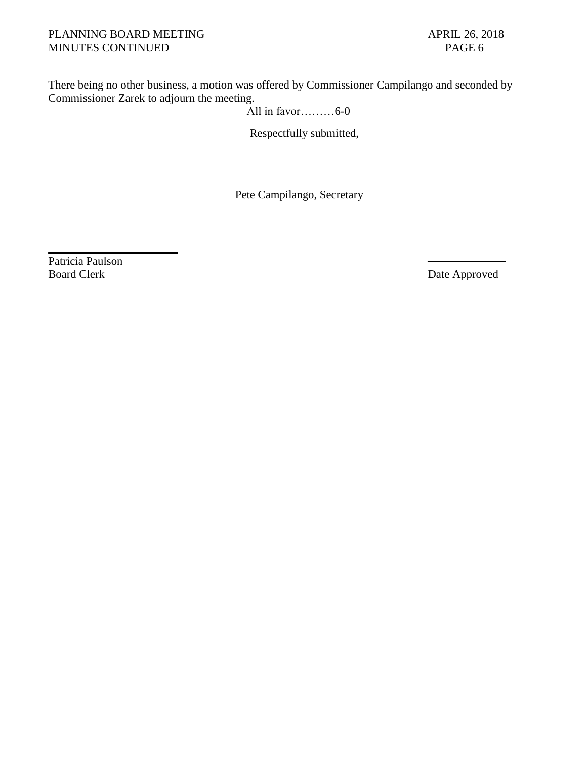There being no other business, a motion was offered by Commissioner Campilango and seconded by Commissioner Zarek to adjourn the meeting.

All in favor………6-0

Respectfully submitted,

\_\_\_\_\_\_\_\_\_\_\_\_\_\_\_\_\_\_\_\_\_\_\_

Pete Campilango, Secretary

\_\_\_\_\_\_\_\_\_\_\_\_\_\_\_\_\_\_\_\_\_\_\_

Patricia Paulson
Board Clerk

\_\_\_\_\_\_\_\_\_\_\_\_\_

Date Approved